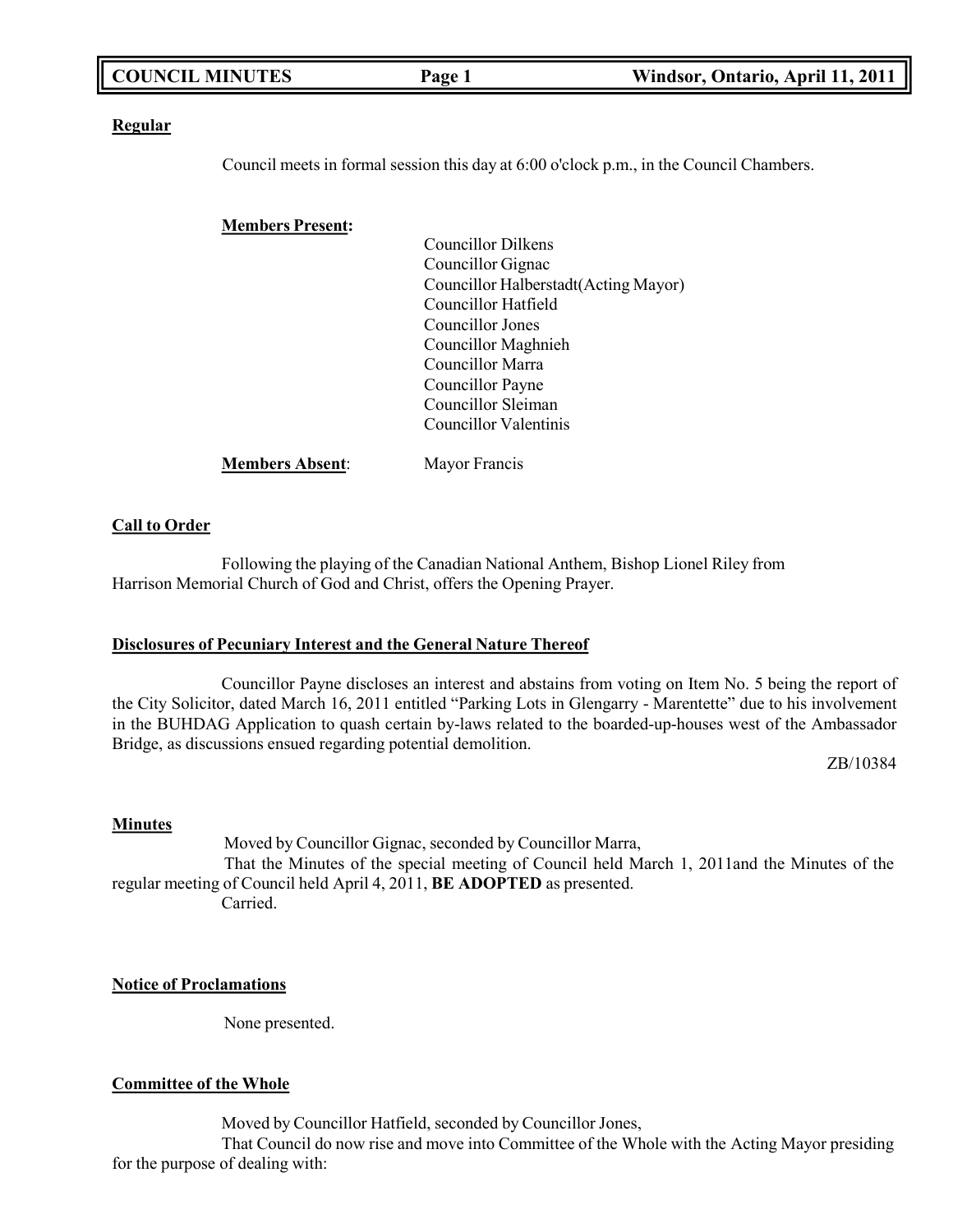**Regular**

Council meets in formal session this day at 6:00 o'clock p.m., in the Council Chambers.

**Members Present:**

Councillor Dilkens
Councillor Gignac
Councillor Halberstadt(Acting Mayor)
Councillor Hatfield
Councillor Jones
Councillor Maghnieh
Councillor Marra
Councillor Payne
Councillor Sleiman
Councillor Valentinis

**Members Absent**: Mayor Francis

**Call to Order**

Following the playing of the Canadian National Anthem, Bishop Lionel Riley from Harrison Memorial Church of God and Christ, offers the Opening Prayer.

**Disclosures of Pecuniary Interest and the General Nature Thereof**

Councillor Payne discloses an interest and abstains from voting on Item No. 5 being the report of the City Solicitor, dated March 16, 2011 entitled "Parking Lots in Glengarry - Marentette" due to his involvement in the BUHDAG Application to quash certain by-laws related to the boarded-up-houses west of the Ambassador Bridge, as discussions ensued regarding potential demolition.

ZB/10384

**Minutes**

Moved by Councillor Gignac, seconded by Councillor Marra,

That the Minutes of the special meeting of Council held March 1, 2011and the Minutes of the regular meeting of Council held April 4, 2011, **BE ADOPTED** as presented.

Carried.

**Notice of Proclamations**

None presented.

**Committee of the Whole**

Moved by Councillor Hatfield, seconded by Councillor Jones,

That Council do now rise and move into Committee of the Whole with the Acting Mayor presiding for the purpose of dealing with: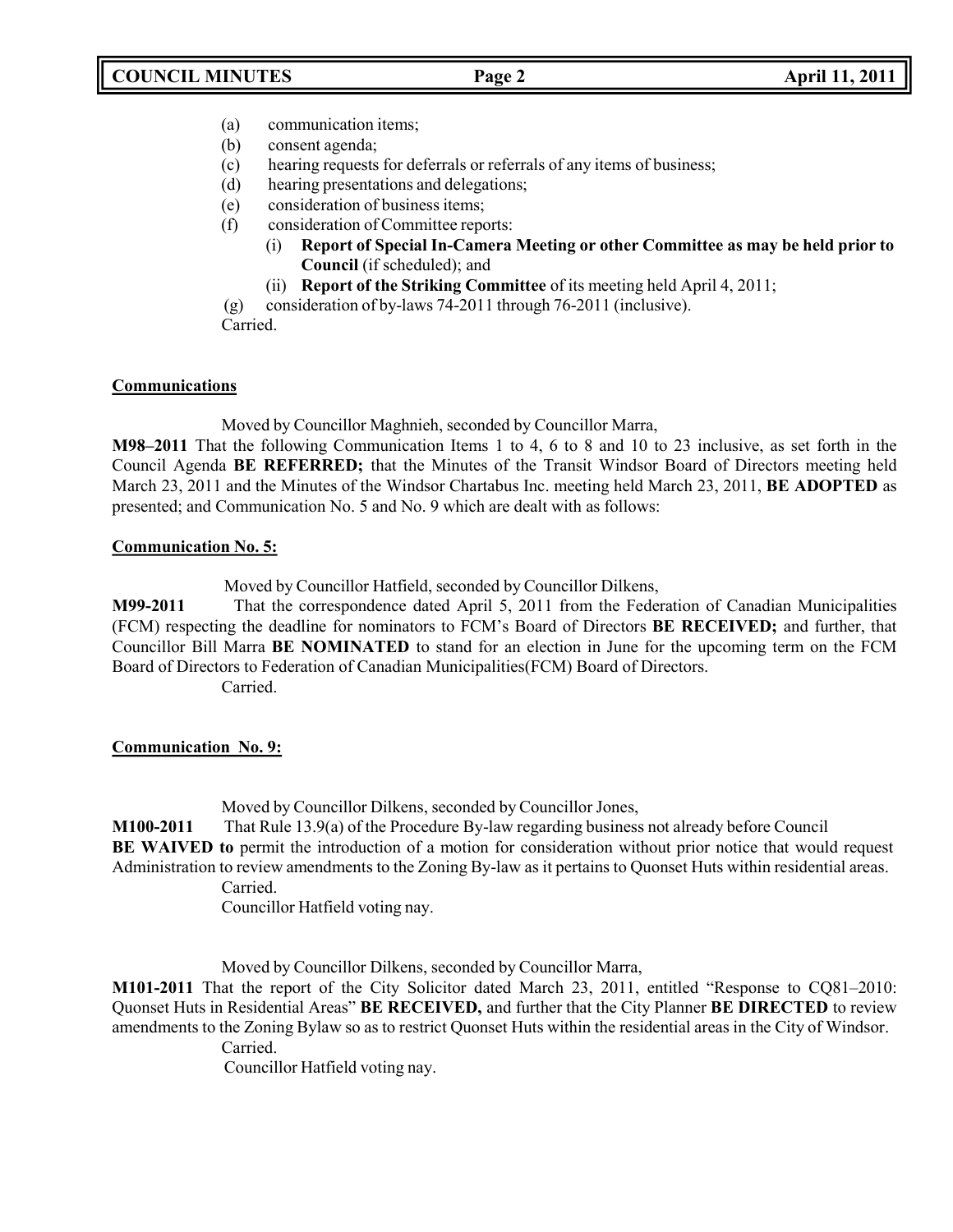(a) communication items;
(b) consent agenda;
(c) hearing requests for deferrals or referrals of any items of business;
(d) hearing presentations and delegations;
(e) consideration of business items;
(f) consideration of Committee reports:
  (i) **Report of Special In-Camera Meeting or other Committee as may be held prior to Council** (if scheduled); and
  (ii) **Report of the Striking Committee** of its meeting held April 4, 2011;
(g) consideration of by-laws 74-2011 through 76-2011 (inclusive).

Carried.

**Communications**

Moved by Councillor Maghnieh, seconded by Councillor Marra,

**M98–2011** That the following Communication Items 1 to 4, 6 to 8 and 10 to 23 inclusive, as set forth in the Council Agenda **BE REFERRED;** that the Minutes of the Transit Windsor Board of Directors meeting held March 23, 2011 and the Minutes of the Windsor Chartabus Inc. meeting held March 23, 2011, **BE ADOPTED** as presented; and Communication No. 5 and No. 9 which are dealt with as follows:

**Communication No. 5:**

Moved by Councillor Hatfield, seconded by Councillor Dilkens,

**M99-2011** That the correspondence dated April 5, 2011 from the Federation of Canadian Municipalities (FCM) respecting the deadline for nominators to FCM's Board of Directors **BE RECEIVED;** and further, that Councillor Bill Marra **BE NOMINATED** to stand for an election in June for the upcoming term on the FCM Board of Directors to Federation of Canadian Municipalities(FCM) Board of Directors.

Carried.

**Communication No. 9:**

Moved by Councillor Dilkens, seconded by Councillor Jones,

**M100-2011** That Rule 13.9(a) of the Procedure By-law regarding business not already before Council **BE WAIVED to** permit the introduction of a motion for consideration without prior notice that would request Administration to review amendments to the Zoning By-law as it pertains to Quonset Huts within residential areas.

Carried.

Councillor Hatfield voting nay.

Moved by Councillor Dilkens, seconded by Councillor Marra,

**M101-2011** That the report of the City Solicitor dated March 23, 2011, entitled "Response to CQ81–2010: Quonset Huts in Residential Areas" **BE RECEIVED,** and further that the City Planner **BE DIRECTED** to review amendments to the Zoning Bylaw so as to restrict Quonset Huts within the residential areas in the City of Windsor.

Carried.

Councillor Hatfield voting nay.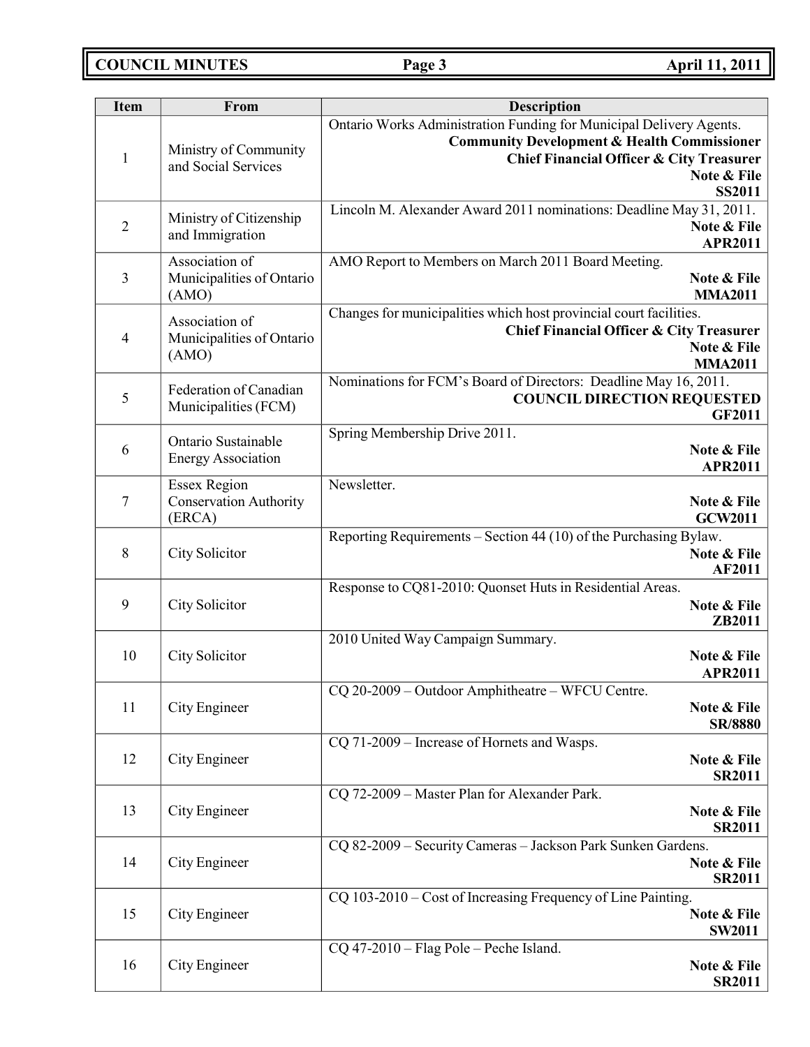| Item | From | Description |
|---|---|---|
| 1 | Ministry of Community and Social Services | Ontario Works Administration Funding for Municipal Delivery Agents. **Community Development & Health Commissioner** **Chief Financial Officer & City Treasurer** **Note & File** **SS2011** |
| 2 | Ministry of Citizenship and Immigration | Lincoln M. Alexander Award 2011 nominations: Deadline May 31, 2011. **Note & File** **APR2011** |
| 3 | Association of Municipalities of Ontario (AMO) | AMO Report to Members on March 2011 Board Meeting. **Note & File** **MMA2011** |
| 4 | Association of Municipalities of Ontario (AMO) | Changes for municipalities which host provincial court facilities. **Chief Financial Officer & City Treasurer** **Note & File** **MMA2011** |
| 5 | Federation of Canadian Municipalities (FCM) | Nominations for FCM's Board of Directors: Deadline May 16, 2011. **COUNCIL DIRECTION REQUESTED** **GF2011** |
| 6 | Ontario Sustainable Energy Association | Spring Membership Drive 2011. **Note & File** **APR2011** |
| 7 | Essex Region Conservation Authority (ERCA) | Newsletter. **Note & File** **GCW2011** |
| 8 | City Solicitor | Reporting Requirements – Section 44 (10) of the Purchasing Bylaw. **Note & File** **AF2011** |
| 9 | City Solicitor | Response to CQ81-2010: Quonset Huts in Residential Areas. **Note & File** **ZB2011** |
| 10 | City Solicitor | 2010 United Way Campaign Summary. **Note & File** **APR2011** |
| 11 | City Engineer | CQ 20-2009 – Outdoor Amphitheatre – WFCU Centre. **Note & File** **SR/8880** |
| 12 | City Engineer | CQ 71-2009 – Increase of Hornets and Wasps. **Note & File** **SR2011** |
| 13 | City Engineer | CQ 72-2009 – Master Plan for Alexander Park. **Note & File** **SR2011** |
| 14 | City Engineer | CQ 82-2009 – Security Cameras – Jackson Park Sunken Gardens. **Note & File** **SR2011** |
| 15 | City Engineer | CQ 103-2010 – Cost of Increasing Frequency of Line Painting. **Note & File** **SW2011** |
| 16 | City Engineer | CQ 47-2010 – Flag Pole – Peche Island. **Note & File** **SR2011** |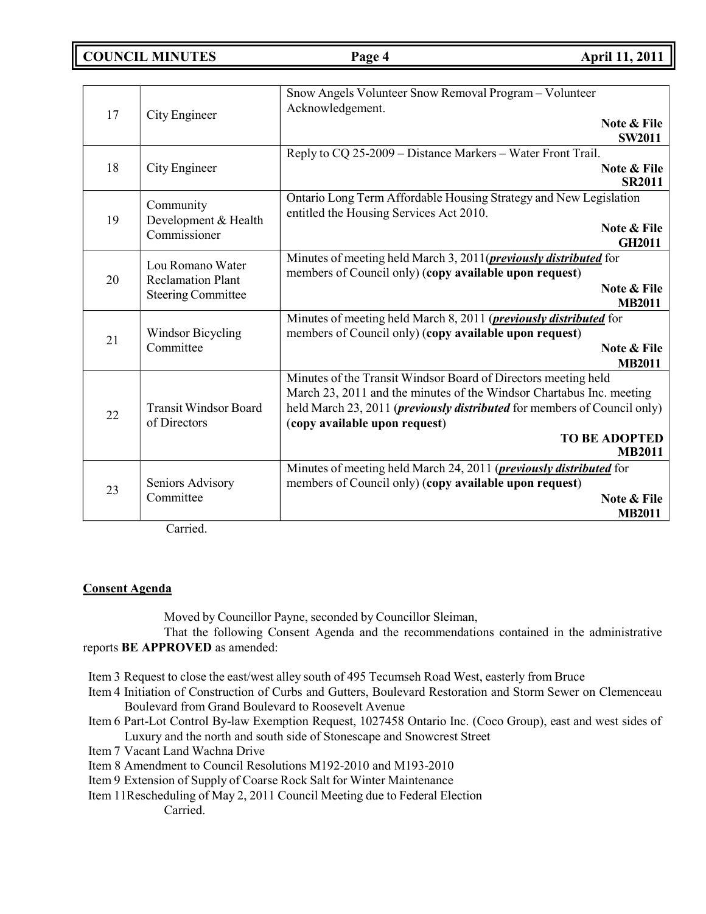| | | |
|---|---|---|
| 17 | City Engineer | Snow Angels Volunteer Snow Removal Program – Volunteer Acknowledgement. **Note & File SW2011** |
| 18 | City Engineer | Reply to CQ 25-2009 – Distance Markers – Water Front Trail. **Note & File SR2011** |
| 19 | Community Development & Health Commissioner | Ontario Long Term Affordable Housing Strategy and New Legislation entitled the Housing Services Act 2010. **Note & File GH2011** |
| 20 | Lou Romano Water Reclamation Plant Steering Committee | Minutes of meeting held March 3, 2011(***previously distributed*** for members of Council only) (**copy available upon request**) **Note & File MB2011** |
| 21 | Windsor Bicycling Committee | Minutes of meeting held March 8, 2011 (***previously distributed*** for members of Council only) (**copy available upon request**) **Note & File MB2011** |
| 22 | Transit Windsor Board of Directors | Minutes of the Transit Windsor Board of Directors meeting held March 23, 2011 and the minutes of the Windsor Chartabus Inc. meeting held March 23, 2011 (***previously distributed*** for members of Council only) (**copy available upon request**) **TO BE ADOPTED MB2011** |
| 23 | Seniors Advisory Committee | Minutes of meeting held March 24, 2011 (***previously distributed*** for members of Council only) (**copy available upon request**) **Note & File MB2011** |

Carried.

**Consent Agenda**

Moved by Councillor Payne, seconded by Councillor Sleiman,

That the following Consent Agenda and the recommendations contained in the administrative reports **BE APPROVED** as amended:

Item 3 Request to close the east/west alley south of 495 Tecumseh Road West, easterly from Bruce
Item 4 Initiation of Construction of Curbs and Gutters, Boulevard Restoration and Storm Sewer on Clemenceau Boulevard from Grand Boulevard to Roosevelt Avenue
Item 6 Part-Lot Control By-law Exemption Request, 1027458 Ontario Inc. (Coco Group), east and west sides of Luxury and the north and south side of Stonescape and Snowcrest Street
Item 7 Vacant Land Wachna Drive
Item 8 Amendment to Council Resolutions M192-2010 and M193-2010
Item 9 Extension of Supply of Coarse Rock Salt for Winter Maintenance
Item 11 Rescheduling of May 2, 2011 Council Meeting due to Federal Election

Carried.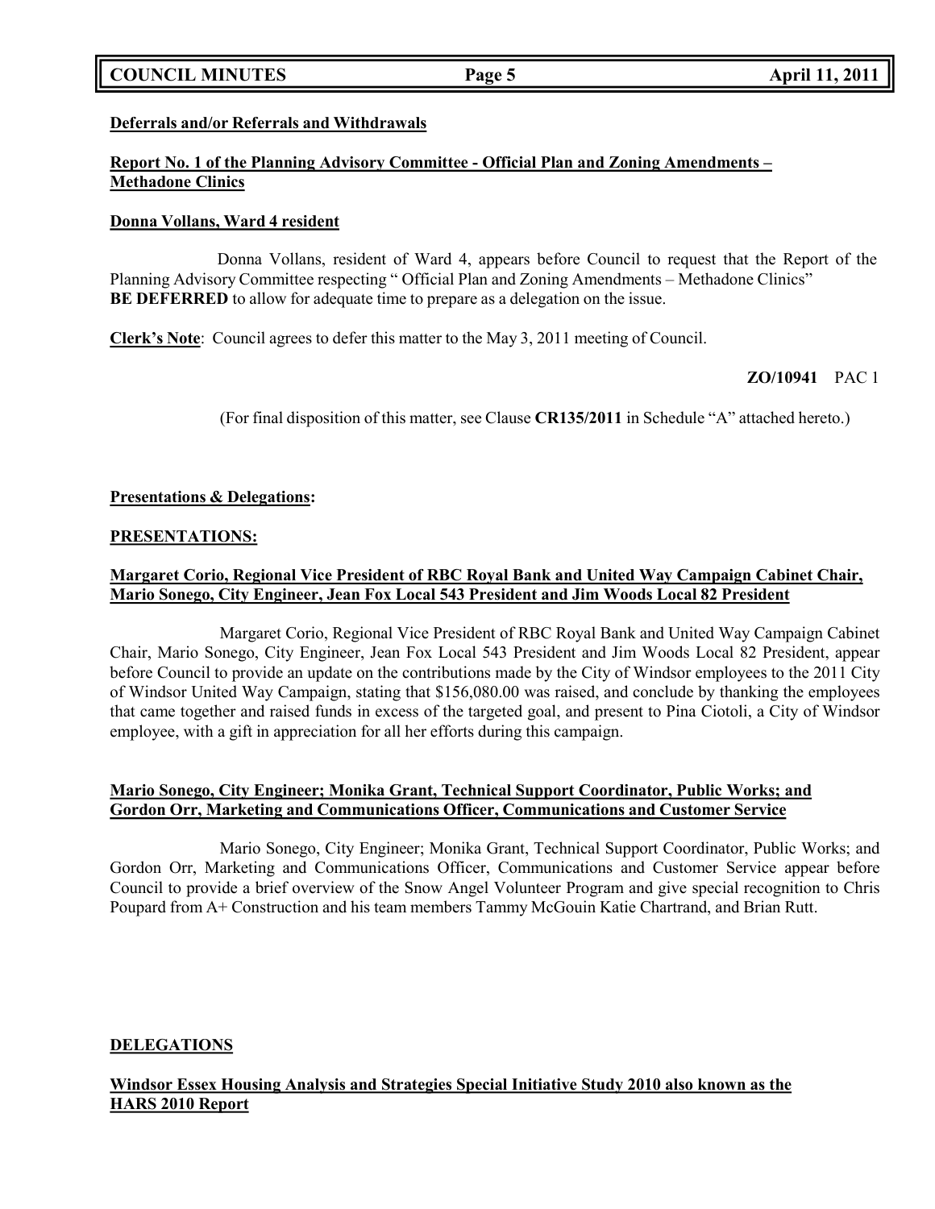**Deferrals and/or Referrals and Withdrawals**

**Report No. 1 of the Planning Advisory Committee - Official Plan and Zoning Amendments – Methadone Clinics**

**Donna Vollans, Ward 4 resident**

Donna Vollans, resident of Ward 4, appears before Council to request that the Report of the Planning Advisory Committee respecting " Official Plan and Zoning Amendments – Methadone Clinics" **BE DEFERRED** to allow for adequate time to prepare as a delegation on the issue.

**Clerk's Note**: Council agrees to defer this matter to the May 3, 2011 meeting of Council.

**ZO/10941** PAC 1

(For final disposition of this matter, see Clause **CR135/2011** in Schedule "A" attached hereto.)

**Presentations & Delegations:**

**PRESENTATIONS:**

**Margaret Corio, Regional Vice President of RBC Royal Bank and United Way Campaign Cabinet Chair, Mario Sonego, City Engineer, Jean Fox Local 543 President and Jim Woods Local 82 President**

Margaret Corio, Regional Vice President of RBC Royal Bank and United Way Campaign Cabinet Chair, Mario Sonego, City Engineer, Jean Fox Local 543 President and Jim Woods Local 82 President, appear before Council to provide an update on the contributions made by the City of Windsor employees to the 2011 City of Windsor United Way Campaign, stating that $156,080.00 was raised, and conclude by thanking the employees that came together and raised funds in excess of the targeted goal, and present to Pina Ciotoli, a City of Windsor employee, with a gift in appreciation for all her efforts during this campaign.

**Mario Sonego, City Engineer; Monika Grant, Technical Support Coordinator, Public Works; and Gordon Orr, Marketing and Communications Officer, Communications and Customer Service**

Mario Sonego, City Engineer; Monika Grant, Technical Support Coordinator, Public Works; and Gordon Orr, Marketing and Communications Officer, Communications and Customer Service appear before Council to provide a brief overview of the Snow Angel Volunteer Program and give special recognition to Chris Poupard from A+ Construction and his team members Tammy McGouin Katie Chartrand, and Brian Rutt.

**DELEGATIONS**

**Windsor Essex Housing Analysis and Strategies Special Initiative Study 2010 also known as the HARS 2010 Report**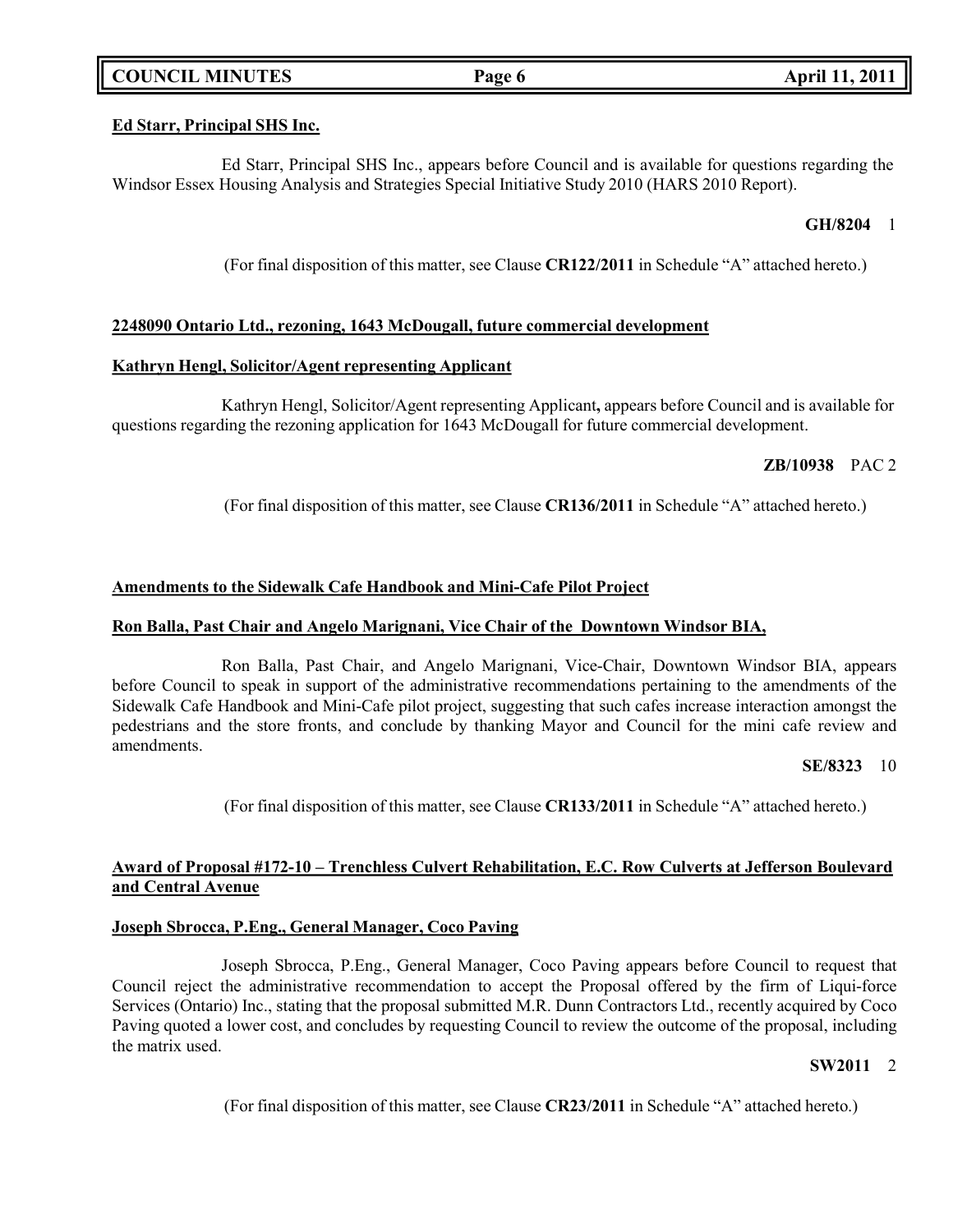**Ed Starr, Principal SHS Inc.**

Ed Starr, Principal SHS Inc., appears before Council and is available for questions regarding the Windsor Essex Housing Analysis and Strategies Special Initiative Study 2010 (HARS 2010 Report).

**GH/8204** 1

(For final disposition of this matter, see Clause **CR122/2011** in Schedule "A" attached hereto.)

**2248090 Ontario Ltd., rezoning, 1643 McDougall, future commercial development**

**Kathryn Hengl, Solicitor/Agent representing Applicant**

Kathryn Hengl, Solicitor/Agent representing Applicant**,** appears before Council and is available for questions regarding the rezoning application for 1643 McDougall for future commercial development.

**ZB/10938** PAC 2

(For final disposition of this matter, see Clause **CR136/2011** in Schedule "A" attached hereto.)

**Amendments to the Sidewalk Cafe Handbook and Mini-Cafe Pilot Project**

**Ron Balla, Past Chair and Angelo Marignani, Vice Chair of the Downtown Windsor BIA,**

Ron Balla, Past Chair, and Angelo Marignani, Vice-Chair, Downtown Windsor BIA, appears before Council to speak in support of the administrative recommendations pertaining to the amendments of the Sidewalk Cafe Handbook and Mini-Cafe pilot project, suggesting that such cafes increase interaction amongst the pedestrians and the store fronts, and conclude by thanking Mayor and Council for the mini cafe review and amendments.

**SE/8323** 10

(For final disposition of this matter, see Clause **CR133/2011** in Schedule "A" attached hereto.)

**Award of Proposal #172-10 – Trenchless Culvert Rehabilitation, E.C. Row Culverts at Jefferson Boulevard and Central Avenue**

**Joseph Sbrocca, P.Eng., General Manager, Coco Paving**

Joseph Sbrocca, P.Eng., General Manager, Coco Paving appears before Council to request that Council reject the administrative recommendation to accept the Proposal offered by the firm of Liqui-force Services (Ontario) Inc., stating that the proposal submitted M.R. Dunn Contractors Ltd., recently acquired by Coco Paving quoted a lower cost, and concludes by requesting Council to review the outcome of the proposal, including the matrix used.

**SW2011** 2

(For final disposition of this matter, see Clause **CR23/2011** in Schedule "A" attached hereto.)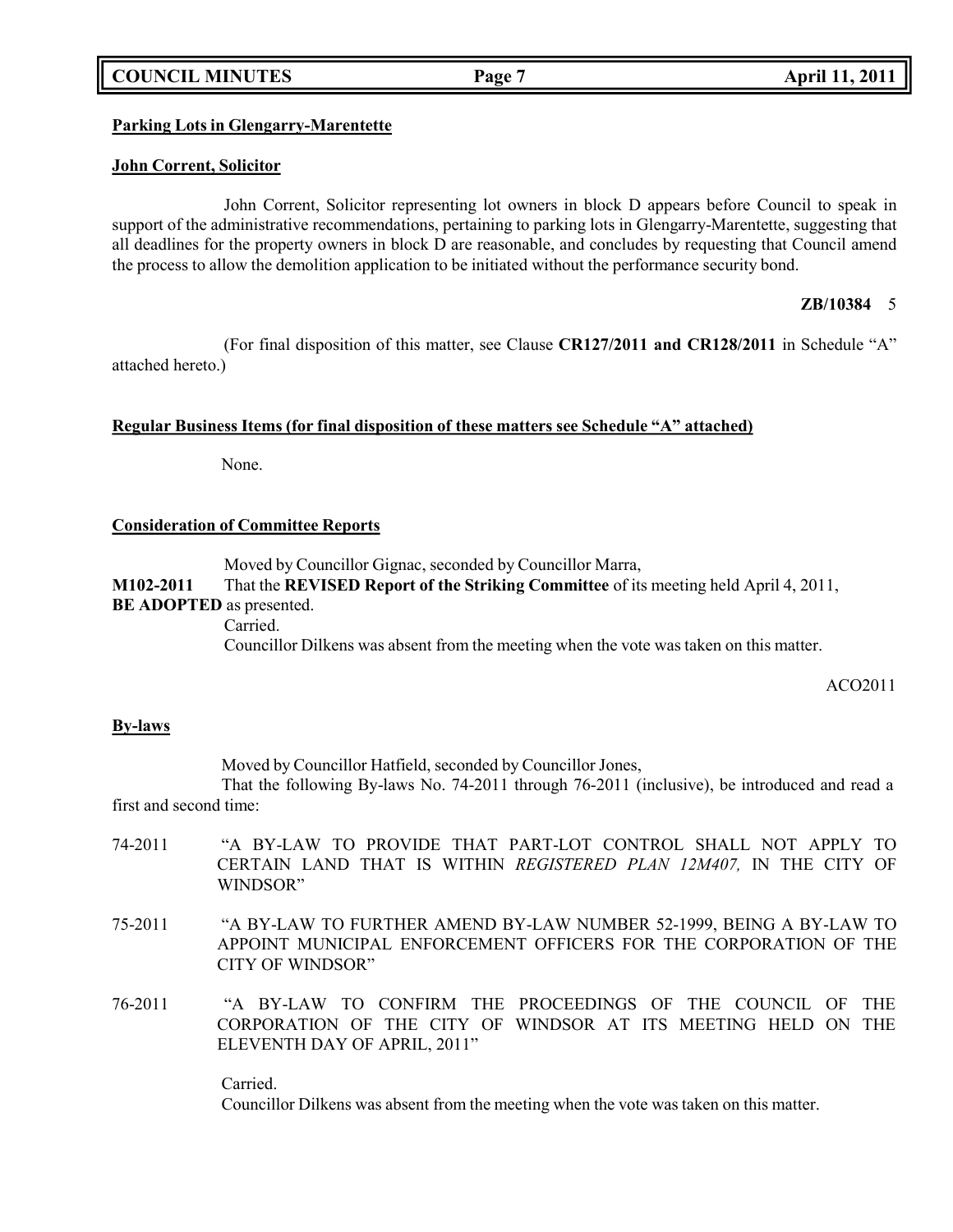**Parking Lots in Glengarry-Marentette**

**John Corrent, Solicitor**

John Corrent, Solicitor representing lot owners in block D appears before Council to speak in support of the administrative recommendations, pertaining to parking lots in Glengarry-Marentette, suggesting that all deadlines for the property owners in block D are reasonable, and concludes by requesting that Council amend the process to allow the demolition application to be initiated without the performance security bond.

**ZB/10384** 5

(For final disposition of this matter, see Clause **CR127/2011 and CR128/2011** in Schedule "A" attached hereto.)

**Regular Business Items (for final disposition of these matters see Schedule "A" attached)**

None.

**Consideration of Committee Reports**

Moved by Councillor Gignac, seconded by Councillor Marra,

**M102-2011** That the **REVISED Report of the Striking Committee** of its meeting held April 4, 2011, **BE ADOPTED** as presented.

Carried.

Councillor Dilkens was absent from the meeting when the vote was taken on this matter.

ACO2011

**By-laws**

Moved by Councillor Hatfield, seconded by Councillor Jones,

That the following By-laws No. 74-2011 through 76-2011 (inclusive), be introduced and read a first and second time:

74-2011 "A BY-LAW TO PROVIDE THAT PART-LOT CONTROL SHALL NOT APPLY TO CERTAIN LAND THAT IS WITHIN *REGISTERED PLAN 12M407,* IN THE CITY OF WINDSOR"

75-2011 "A BY-LAW TO FURTHER AMEND BY-LAW NUMBER 52-1999, BEING A BY-LAW TO APPOINT MUNICIPAL ENFORCEMENT OFFICERS FOR THE CORPORATION OF THE CITY OF WINDSOR"

76-2011 "A BY-LAW TO CONFIRM THE PROCEEDINGS OF THE COUNCIL OF THE CORPORATION OF THE CITY OF WINDSOR AT ITS MEETING HELD ON THE ELEVENTH DAY OF APRIL, 2011"

Carried.

Councillor Dilkens was absent from the meeting when the vote was taken on this matter.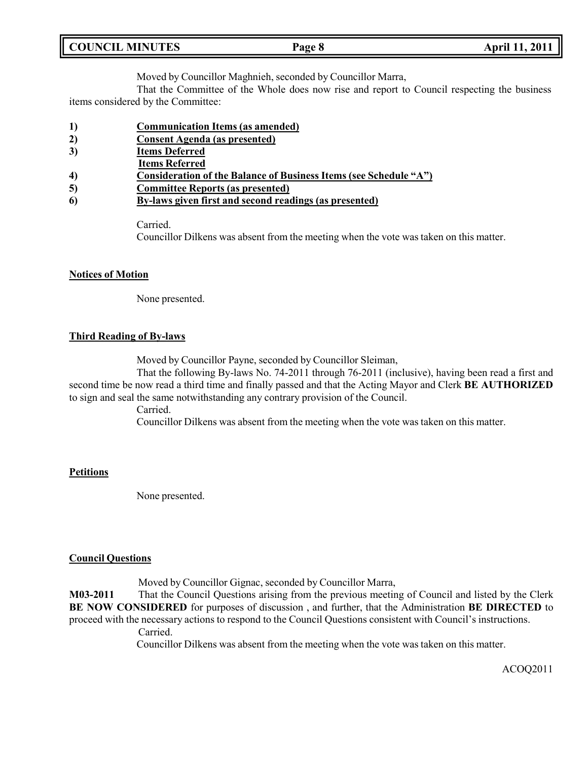Moved by Councillor Maghnieh, seconded by Councillor Marra,

That the Committee of the Whole does now rise and report to Council respecting the business items considered by the Committee:

1) **<u>Communication Items (as amended)</u>**
2) **<u>Consent Agenda (as presented)</u>**
3) **<u>Items Deferred</u>**
   **<u>Items Referred</u>**
4) **<u>Consideration of the Balance of Business Items (see Schedule "A")</u>**
5) **<u>Committee Reports (as presented)</u>**
6) **<u>By-laws given first and second readings (as presented)</u>**

Carried.

Councillor Dilkens was absent from the meeting when the vote was taken on this matter.

**<u>Notices of Motion</u>**

None presented.

**<u>Third Reading of By-laws</u>**

Moved by Councillor Payne, seconded by Councillor Sleiman,

That the following By-laws No. 74-2011 through 76-2011 (inclusive), having been read a first and second time be now read a third time and finally passed and that the Acting Mayor and Clerk **BE AUTHORIZED** to sign and seal the same notwithstanding any contrary provision of the Council.

Carried.

Councillor Dilkens was absent from the meeting when the vote was taken on this matter.

**<u>Petitions</u>**

None presented.

**<u>Council Questions</u>**

Moved by Councillor Gignac, seconded by Councillor Marra,

**M03-2011** That the Council Questions arising from the previous meeting of Council and listed by the Clerk **BE NOW CONSIDERED** for purposes of discussion , and further, that the Administration **BE DIRECTED** to proceed with the necessary actions to respond to the Council Questions consistent with Council's instructions.

Carried.

Councillor Dilkens was absent from the meeting when the vote was taken on this matter.

ACOQ2011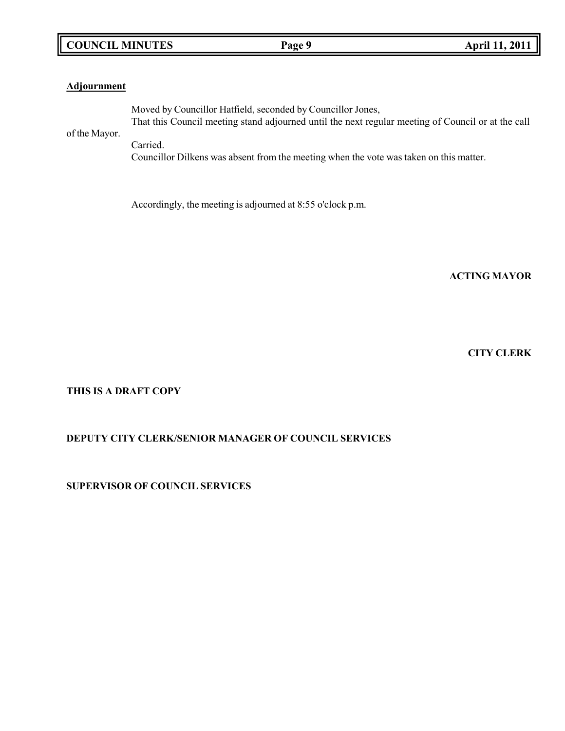**Adjournment**

Moved by Councillor Hatfield, seconded by Councillor Jones,
That this Council meeting stand adjourned until the next regular meeting of Council or at the call of the Mayor.
Carried.
Councillor Dilkens was absent from the meeting when the vote was taken on this matter.

Accordingly, the meeting is adjourned at 8:55 o'clock p.m.

**ACTING MAYOR**

**CITY CLERK**

**THIS IS A DRAFT COPY**

**DEPUTY CITY CLERK/SENIOR MANAGER OF COUNCIL SERVICES**

**SUPERVISOR OF COUNCIL SERVICES**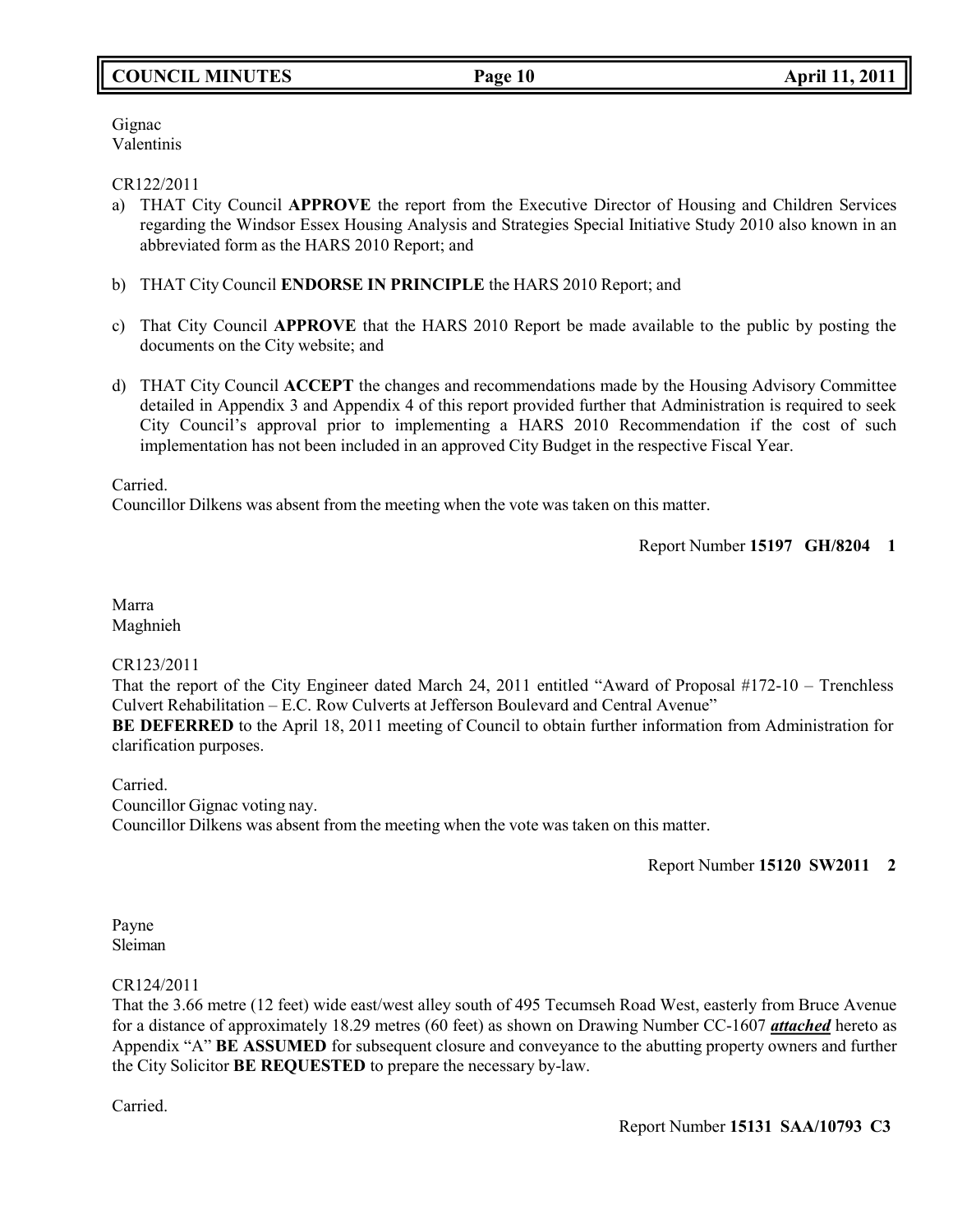Gignac
Valentinis

CR122/2011

a) THAT City Council **APPROVE** the report from the Executive Director of Housing and Children Services regarding the Windsor Essex Housing Analysis and Strategies Special Initiative Study 2010 also known in an abbreviated form as the HARS 2010 Report; and

b) THAT City Council **ENDORSE IN PRINCIPLE** the HARS 2010 Report; and

c) That City Council **APPROVE** that the HARS 2010 Report be made available to the public by posting the documents on the City website; and

d) THAT City Council **ACCEPT** the changes and recommendations made by the Housing Advisory Committee detailed in Appendix 3 and Appendix 4 of this report provided further that Administration is required to seek City Council's approval prior to implementing a HARS 2010 Recommendation if the cost of such implementation has not been included in an approved City Budget in the respective Fiscal Year.

Carried.
Councillor Dilkens was absent from the meeting when the vote was taken on this matter.

Report Number **15197 GH/8204 1**

Marra
Maghnieh

CR123/2011
That the report of the City Engineer dated March 24, 2011 entitled "Award of Proposal #172-10 – Trenchless Culvert Rehabilitation – E.C. Row Culverts at Jefferson Boulevard and Central Avenue"
**BE DEFERRED** to the April 18, 2011 meeting of Council to obtain further information from Administration for clarification purposes.

Carried.
Councillor Gignac voting nay.
Councillor Dilkens was absent from the meeting when the vote was taken on this matter.

Report Number **15120 SW2011 2**

Payne
Sleiman

CR124/2011
That the 3.66 metre (12 feet) wide east/west alley south of 495 Tecumseh Road West, easterly from Bruce Avenue for a distance of approximately 18.29 metres (60 feet) as shown on Drawing Number CC-1607 ***attached*** hereto as Appendix "A" **BE ASSUMED** for subsequent closure and conveyance to the abutting property owners and further the City Solicitor **BE REQUESTED** to prepare the necessary by-law.

Carried.

Report Number **15131 SAA/10793 C3**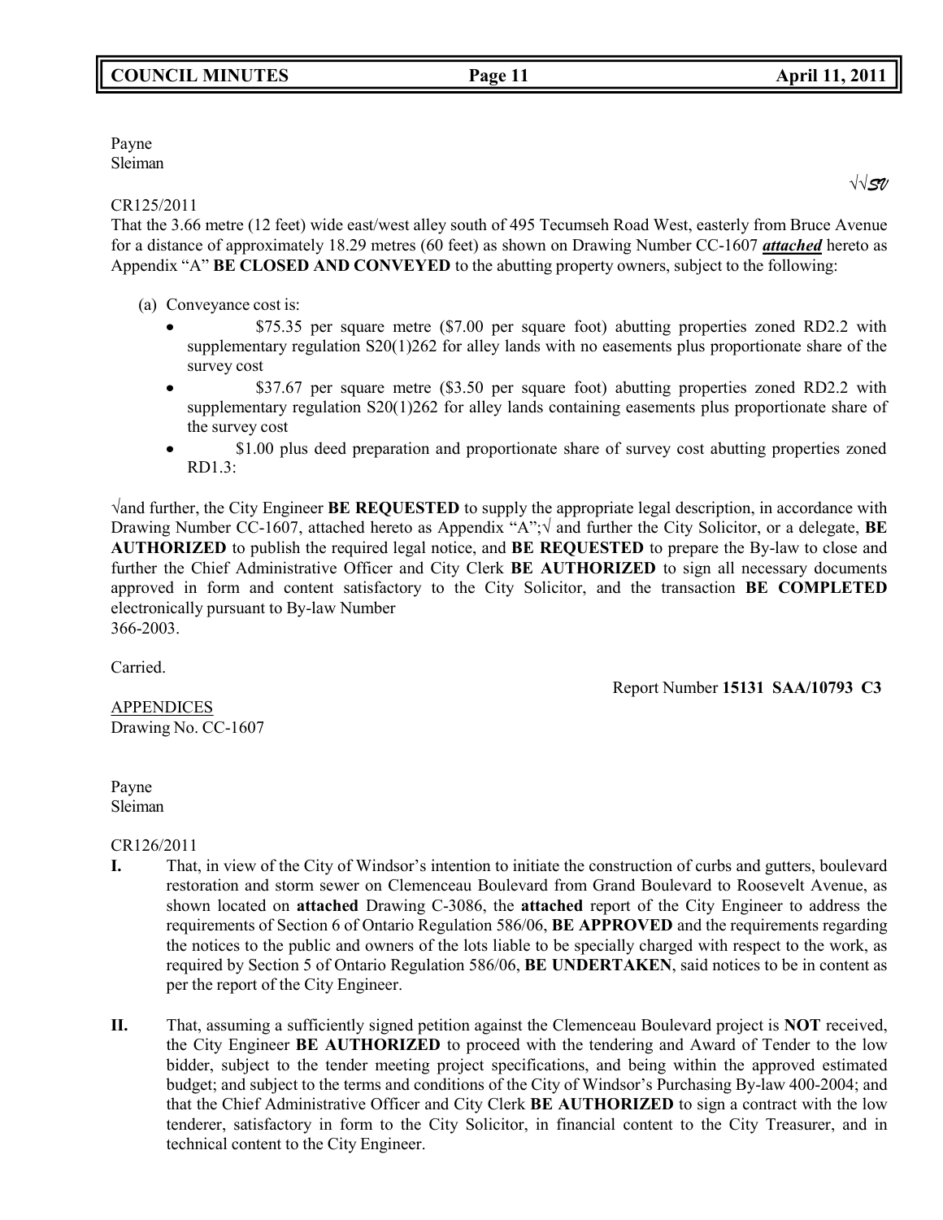Payne
Sleiman

√√SV

CR125/2011
That the 3.66 metre (12 feet) wide east/west alley south of 495 Tecumseh Road West, easterly from Bruce Avenue for a distance of approximately 18.29 metres (60 feet) as shown on Drawing Number CC-1607 ***attached*** hereto as Appendix "A" **BE CLOSED AND CONVEYED** to the abutting property owners, subject to the following:

(a) Conveyance cost is:

- $75.35 per square metre ($7.00 per square foot) abutting properties zoned RD2.2 with supplementary regulation S20(1)262 for alley lands with no easements plus proportionate share of the survey cost
- $37.67 per square metre ($3.50 per square foot) abutting properties zoned RD2.2 with supplementary regulation S20(1)262 for alley lands containing easements plus proportionate share of the survey cost
- $1.00 plus deed preparation and proportionate share of survey cost abutting properties zoned RD1.3:

√and further, the City Engineer **BE REQUESTED** to supply the appropriate legal description, in accordance with Drawing Number CC-1607, attached hereto as Appendix "A";√ and further the City Solicitor, or a delegate, **BE AUTHORIZED** to publish the required legal notice, and **BE REQUESTED** to prepare the By-law to close and further the Chief Administrative Officer and City Clerk **BE AUTHORIZED** to sign all necessary documents approved in form and content satisfactory to the City Solicitor, and the transaction **BE COMPLETED** electronically pursuant to By-law Number
366-2003.

Carried.

Report Number **15131 SAA/10793 C3**

APPENDICES
Drawing No. CC-1607

Payne
Sleiman

CR126/2011

**I.** That, in view of the City of Windsor's intention to initiate the construction of curbs and gutters, boulevard restoration and storm sewer on Clemenceau Boulevard from Grand Boulevard to Roosevelt Avenue, as shown located on **attached** Drawing C-3086, the **attached** report of the City Engineer to address the requirements of Section 6 of Ontario Regulation 586/06, **BE APPROVED** and the requirements regarding the notices to the public and owners of the lots liable to be specially charged with respect to the work, as required by Section 5 of Ontario Regulation 586/06, **BE UNDERTAKEN**, said notices to be in content as per the report of the City Engineer.

**II.** That, assuming a sufficiently signed petition against the Clemenceau Boulevard project is **NOT** received, the City Engineer **BE AUTHORIZED** to proceed with the tendering and Award of Tender to the low bidder, subject to the tender meeting project specifications, and being within the approved estimated budget; and subject to the terms and conditions of the City of Windsor's Purchasing By-law 400-2004; and that the Chief Administrative Officer and City Clerk **BE AUTHORIZED** to sign a contract with the low tenderer, satisfactory in form to the City Solicitor, in financial content to the City Treasurer, and in technical content to the City Engineer.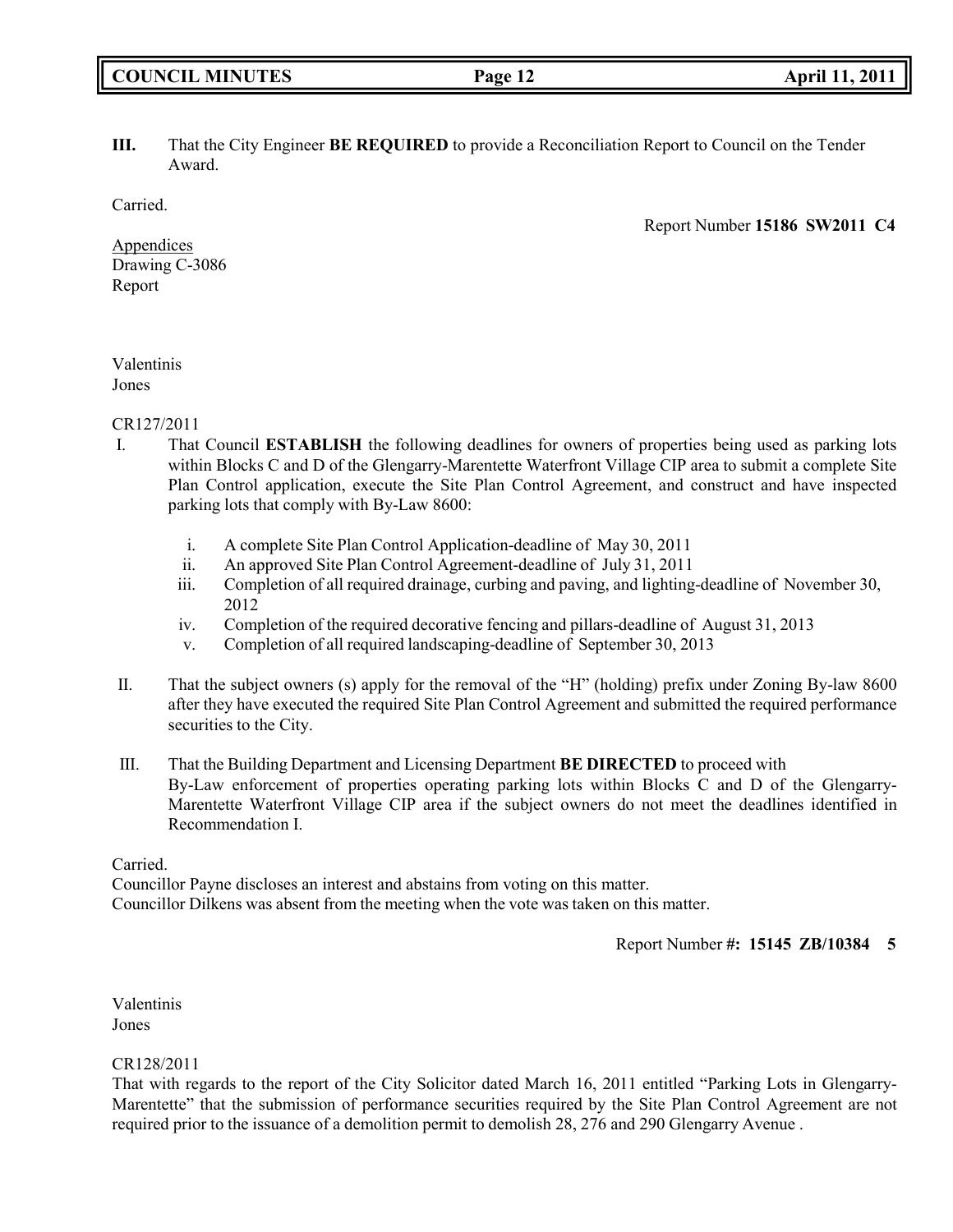**III.** That the City Engineer **BE REQUIRED** to provide a Reconciliation Report to Council on the Tender Award.

Carried.

Report Number **15186 SW2011 C4**

Appendices
Drawing C-3086
Report

Valentinis
Jones

CR127/2011

I. That Council **ESTABLISH** the following deadlines for owners of properties being used as parking lots within Blocks C and D of the Glengarry-Marentette Waterfront Village CIP area to submit a complete Site Plan Control application, execute the Site Plan Control Agreement, and construct and have inspected parking lots that comply with By-Law 8600:

   i. A complete Site Plan Control Application-deadline of May 30, 2011
   ii. An approved Site Plan Control Agreement-deadline of July 31, 2011
   iii. Completion of all required drainage, curbing and paving, and lighting-deadline of November 30, 2012
   iv. Completion of the required decorative fencing and pillars-deadline of August 31, 2013
   v. Completion of all required landscaping-deadline of September 30, 2013

II. That the subject owners (s) apply for the removal of the "H" (holding) prefix under Zoning By-law 8600 after they have executed the required Site Plan Control Agreement and submitted the required performance securities to the City.

III. That the Building Department and Licensing Department **BE DIRECTED** to proceed with By-Law enforcement of properties operating parking lots within Blocks C and D of the Glengarry-Marentette Waterfront Village CIP area if the subject owners do not meet the deadlines identified in Recommendation I.

Carried.
Councillor Payne discloses an interest and abstains from voting on this matter.
Councillor Dilkens was absent from the meeting when the vote was taken on this matter.

Report Number **#: 15145 ZB/10384 5**

Valentinis
Jones

CR128/2011
That with regards to the report of the City Solicitor dated March 16, 2011 entitled "Parking Lots in Glengarry-Marentette" that the submission of performance securities required by the Site Plan Control Agreement are not required prior to the issuance of a demolition permit to demolish 28, 276 and 290 Glengarry Avenue .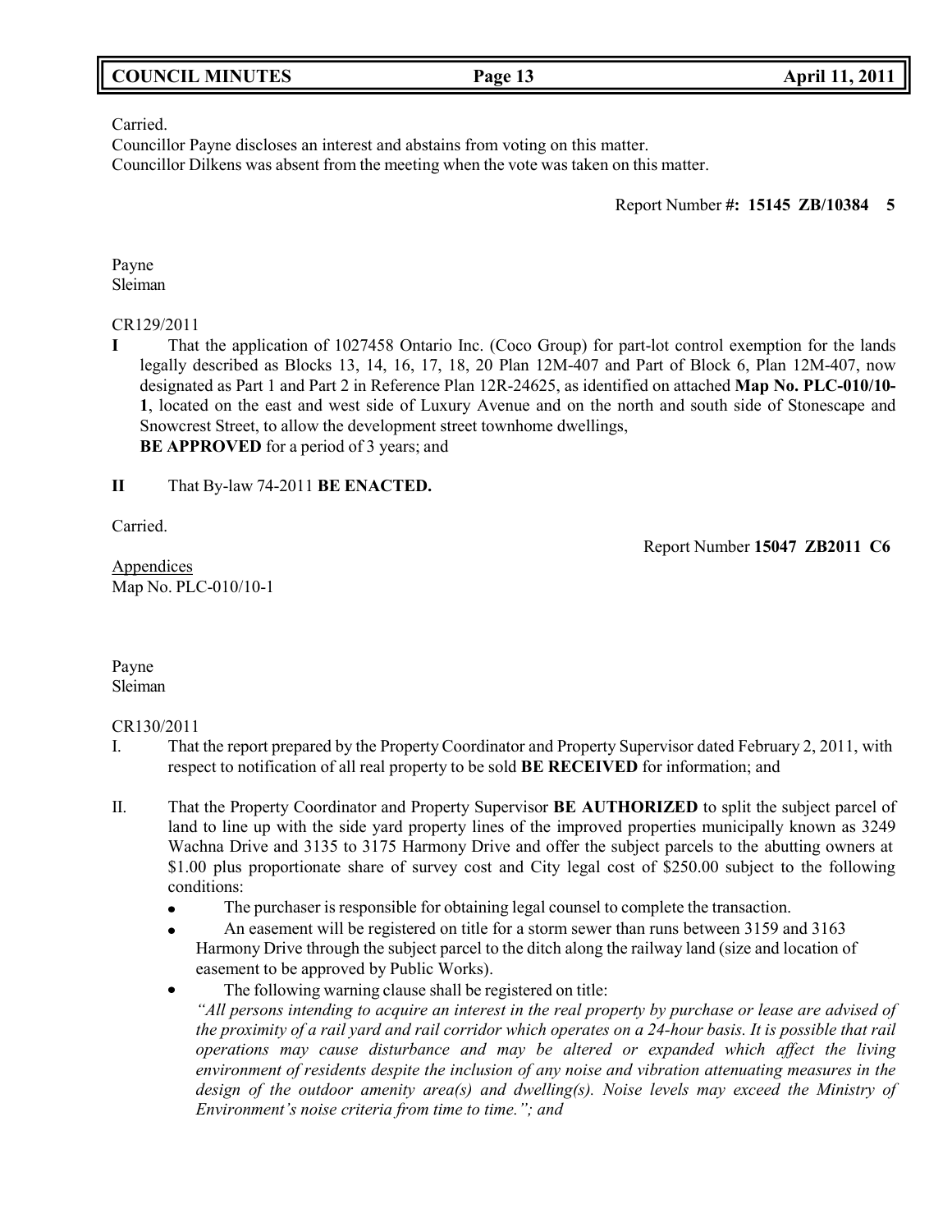Carried.
Councillor Payne discloses an interest and abstains from voting on this matter.
Councillor Dilkens was absent from the meeting when the vote was taken on this matter.

Report Number **#: 15145 ZB/10384 5**

Payne
Sleiman

CR129/2011

**I** That the application of 1027458 Ontario Inc. (Coco Group) for part-lot control exemption for the lands legally described as Blocks 13, 14, 16, 17, 18, 20 Plan 12M-407 and Part of Block 6, Plan 12M-407, now designated as Part 1 and Part 2 in Reference Plan 12R-24625, as identified on attached **Map No. PLC-010/10-1**, located on the east and west side of Luxury Avenue and on the north and south side of Stonescape and Snowcrest Street, to allow the development street townhome dwellings,
**BE APPROVED** for a period of 3 years; and

**II** That By-law 74-2011 **BE ENACTED.**

Carried.

Report Number **15047 ZB2011 C6**

Appendices
Map No. PLC-010/10-1

Payne
Sleiman

CR130/2011

I. That the report prepared by the Property Coordinator and Property Supervisor dated February 2, 2011, with respect to notification of all real property to be sold **BE RECEIVED** for information; and

II. That the Property Coordinator and Property Supervisor **BE AUTHORIZED** to split the subject parcel of land to line up with the side yard property lines of the improved properties municipally known as 3249 Wachna Drive and 3135 to 3175 Harmony Drive and offer the subject parcels to the abutting owners at $1.00 plus proportionate share of survey cost and City legal cost of $250.00 subject to the following conditions:

- The purchaser is responsible for obtaining legal counsel to complete the transaction.
- An easement will be registered on title for a storm sewer than runs between 3159 and 3163 Harmony Drive through the subject parcel to the ditch along the railway land (size and location of easement to be approved by Public Works).
- The following warning clause shall be registered on title:
  *"All persons intending to acquire an interest in the real property by purchase or lease are advised of the proximity of a rail yard and rail corridor which operates on a 24-hour basis. It is possible that rail operations may cause disturbance and may be altered or expanded which affect the living environment of residents despite the inclusion of any noise and vibration attenuating measures in the design of the outdoor amenity area(s) and dwelling(s). Noise levels may exceed the Ministry of Environment's noise criteria from time to time."; and*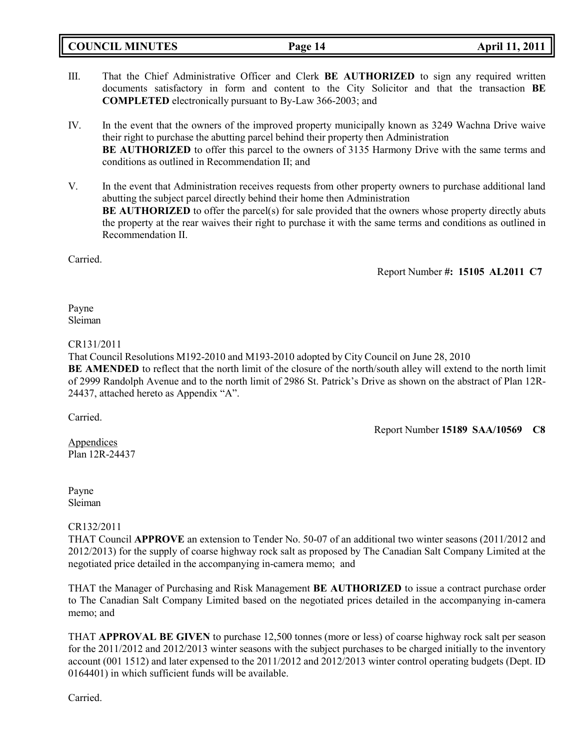III. That the Chief Administrative Officer and Clerk **BE AUTHORIZED** to sign any required written documents satisfactory in form and content to the City Solicitor and that the transaction **BE COMPLETED** electronically pursuant to By-Law 366-2003; and

IV. In the event that the owners of the improved property municipally known as 3249 Wachna Drive waive their right to purchase the abutting parcel behind their property then Administration **BE AUTHORIZED** to offer this parcel to the owners of 3135 Harmony Drive with the same terms and conditions as outlined in Recommendation II; and

V. In the event that Administration receives requests from other property owners to purchase additional land abutting the subject parcel directly behind their home then Administration **BE AUTHORIZED** to offer the parcel(s) for sale provided that the owners whose property directly abuts the property at the rear waives their right to purchase it with the same terms and conditions as outlined in Recommendation II.

Carried.

Report Number **#: 15105 AL2011 C7**

Payne
Sleiman

CR131/2011
That Council Resolutions M192-2010 and M193-2010 adopted by City Council on June 28, 2010 **BE AMENDED** to reflect that the north limit of the closure of the north/south alley will extend to the north limit of 2999 Randolph Avenue and to the north limit of 2986 St. Patrick's Drive as shown on the abstract of Plan 12R-24437, attached hereto as Appendix "A".

Carried.

Report Number **15189 SAA/10569 C8**

Appendices
Plan 12R-24437

Payne
Sleiman

CR132/2011
THAT Council **APPROVE** an extension to Tender No. 50-07 of an additional two winter seasons (2011/2012 and 2012/2013) for the supply of coarse highway rock salt as proposed by The Canadian Salt Company Limited at the negotiated price detailed in the accompanying in-camera memo; and

THAT the Manager of Purchasing and Risk Management **BE AUTHORIZED** to issue a contract purchase order to The Canadian Salt Company Limited based on the negotiated prices detailed in the accompanying in-camera memo; and

THAT **APPROVAL BE GIVEN** to purchase 12,500 tonnes (more or less) of coarse highway rock salt per season for the 2011/2012 and 2012/2013 winter seasons with the subject purchases to be charged initially to the inventory account (001 1512) and later expensed to the 2011/2012 and 2012/2013 winter control operating budgets (Dept. ID 0164401) in which sufficient funds will be available.

Carried.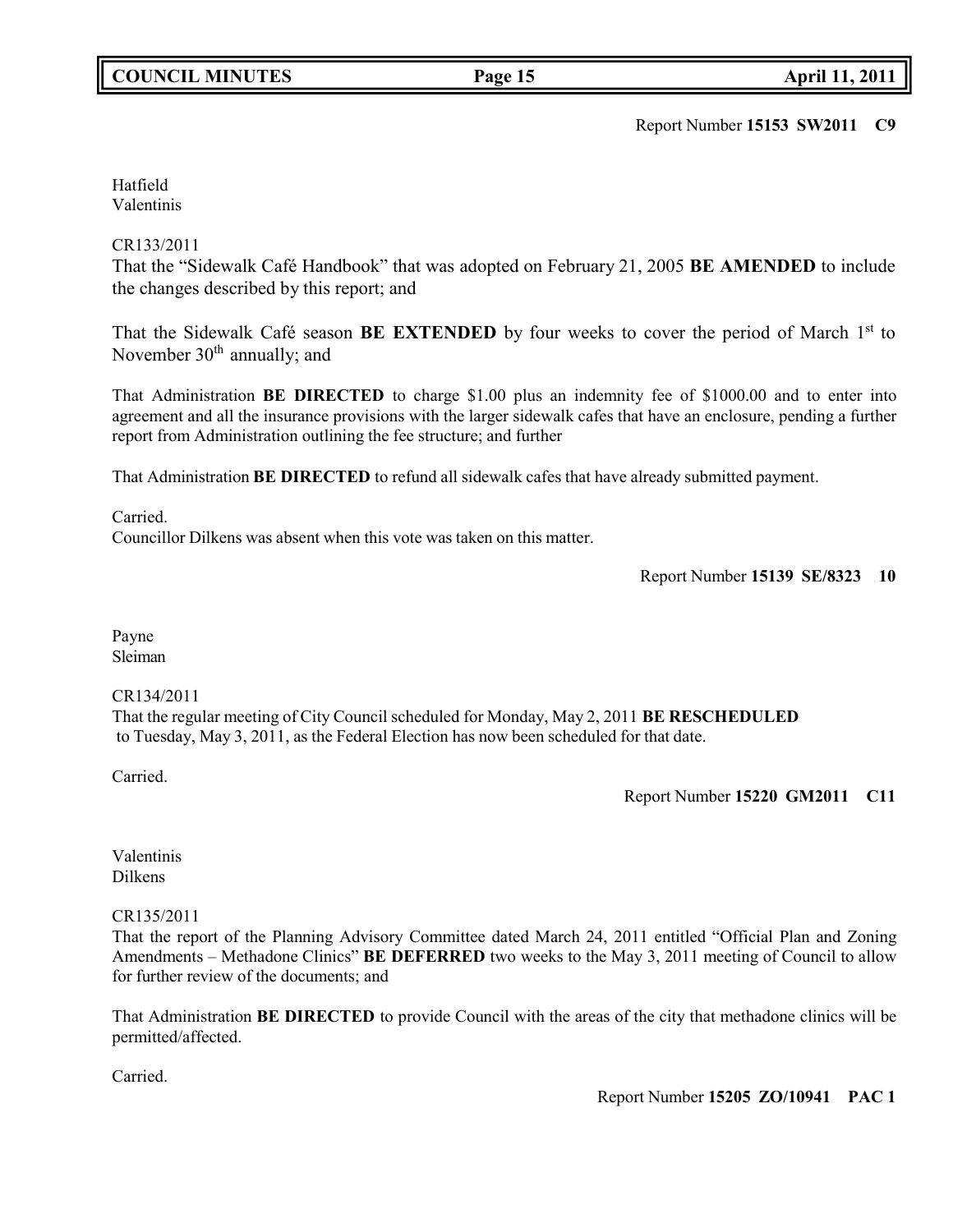Report Number **15153 SW2011 C9**

Hatfield
Valentinis

CR133/2011
That the "Sidewalk Café Handbook" that was adopted on February 21, 2005 **BE AMENDED** to include the changes described by this report; and

That the Sidewalk Café season **BE EXTENDED** by four weeks to cover the period of March 1st to November 30th annually; and

That Administration **BE DIRECTED** to charge $1.00 plus an indemnity fee of $1000.00 and to enter into agreement and all the insurance provisions with the larger sidewalk cafes that have an enclosure, pending a further report from Administration outlining the fee structure; and further

That Administration **BE DIRECTED** to refund all sidewalk cafes that have already submitted payment.

Carried.
Councillor Dilkens was absent when this vote was taken on this matter.

Report Number **15139 SE/8323 10**

Payne
Sleiman

CR134/2011
That the regular meeting of City Council scheduled for Monday, May 2, 2011 **BE RESCHEDULED** to Tuesday, May 3, 2011, as the Federal Election has now been scheduled for that date.

Carried.

Report Number **15220 GM2011 C11**

Valentinis
Dilkens

CR135/2011
That the report of the Planning Advisory Committee dated March 24, 2011 entitled "Official Plan and Zoning Amendments – Methadone Clinics" **BE DEFERRED** two weeks to the May 3, 2011 meeting of Council to allow for further review of the documents; and

That Administration **BE DIRECTED** to provide Council with the areas of the city that methadone clinics will be permitted/affected.

Carried.

Report Number **15205 ZO/10941 PAC 1**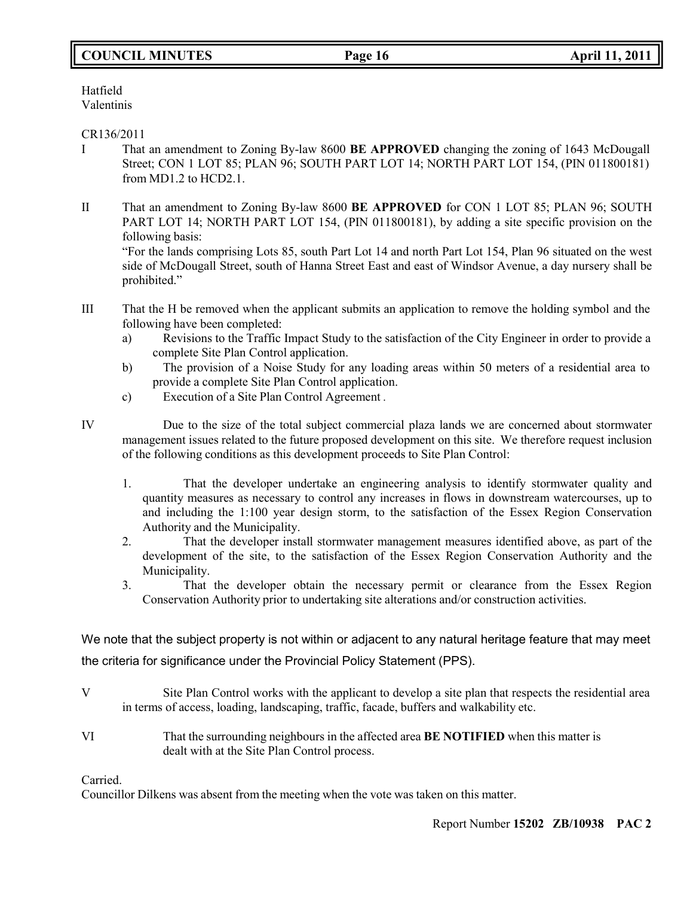Hatfield
Valentinis

CR136/2011

I That an amendment to Zoning By-law 8600 **BE APPROVED** changing the zoning of 1643 McDougall Street; CON 1 LOT 85; PLAN 96; SOUTH PART LOT 14; NORTH PART LOT 154, (PIN 011800181) from MD1.2 to HCD2.1.

II That an amendment to Zoning By-law 8600 **BE APPROVED** for CON 1 LOT 85; PLAN 96; SOUTH PART LOT 14; NORTH PART LOT 154, (PIN 011800181), by adding a site specific provision on the following basis:
"For the lands comprising Lots 85, south Part Lot 14 and north Part Lot 154, Plan 96 situated on the west side of McDougall Street, south of Hanna Street East and east of Windsor Avenue, a day nursery shall be prohibited."

III That the H be removed when the applicant submits an application to remove the holding symbol and the following have been completed:
a) Revisions to the Traffic Impact Study to the satisfaction of the City Engineer in order to provide a complete Site Plan Control application.
b) The provision of a Noise Study for any loading areas within 50 meters of a residential area to provide a complete Site Plan Control application.
c) Execution of a Site Plan Control Agreement .

IV Due to the size of the total subject commercial plaza lands we are concerned about stormwater management issues related to the future proposed development on this site. We therefore request inclusion of the following conditions as this development proceeds to Site Plan Control:

1. That the developer undertake an engineering analysis to identify stormwater quality and quantity measures as necessary to control any increases in flows in downstream watercourses, up to and including the 1:100 year design storm, to the satisfaction of the Essex Region Conservation Authority and the Municipality.
2. That the developer install stormwater management measures identified above, as part of the development of the site, to the satisfaction of the Essex Region Conservation Authority and the Municipality.
3. That the developer obtain the necessary permit or clearance from the Essex Region Conservation Authority prior to undertaking site alterations and/or construction activities.

We note that the subject property is not within or adjacent to any natural heritage feature that may meet the criteria for significance under the Provincial Policy Statement (PPS).

V Site Plan Control works with the applicant to develop a site plan that respects the residential area in terms of access, loading, landscaping, traffic, facade, buffers and walkability etc.

VI That the surrounding neighbours in the affected area **BE NOTIFIED** when this matter is dealt with at the Site Plan Control process.

Carried.
Councillor Dilkens was absent from the meeting when the vote was taken on this matter.

Report Number **15202 ZB/10938 PAC 2**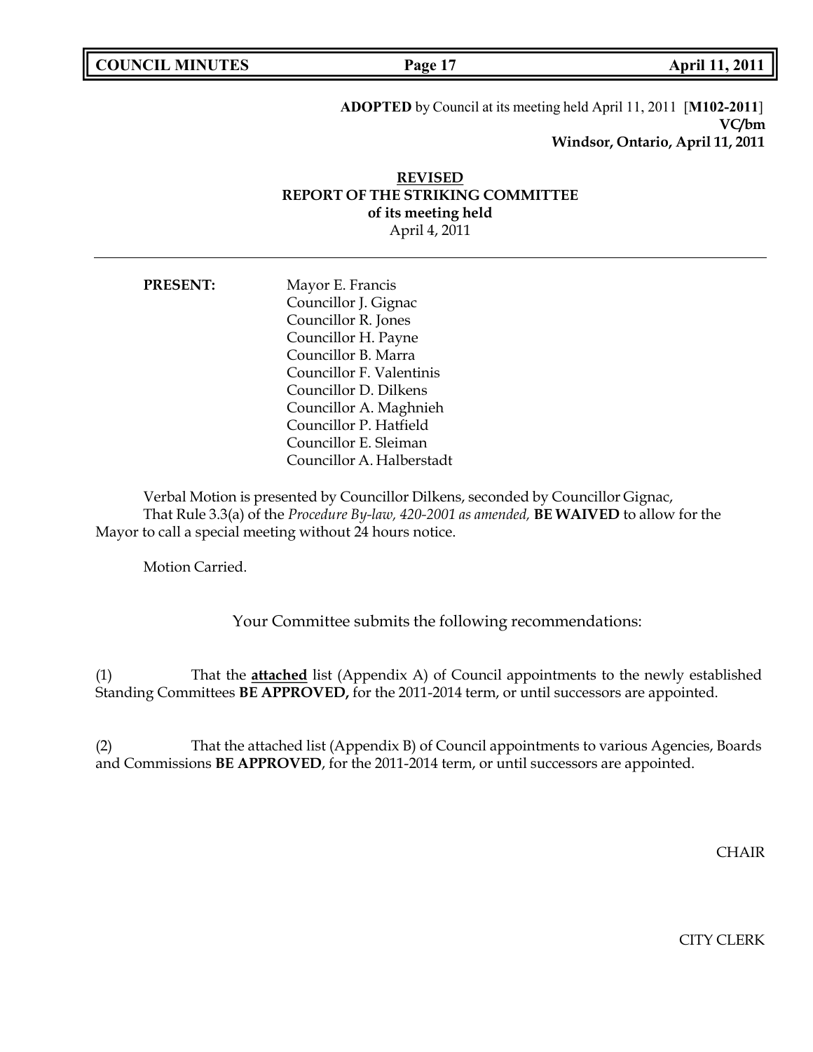**ADOPTED** by Council at its meeting held April 11, 2011 [**M102-2011**]
**VC/bm**
**Windsor, Ontario, April 11, 2011**

**REVISED**
**REPORT OF THE STRIKING COMMITTEE**
**of its meeting held**
April 4, 2011

---

**PRESENT:**

Mayor E. Francis
Councillor J. Gignac
Councillor R. Jones
Councillor H. Payne
Councillor B. Marra
Councillor F. Valentinis
Councillor D. Dilkens
Councillor A. Maghnieh
Councillor P. Hatfield
Councillor E. Sleiman
Councillor A. Halberstadt

Verbal Motion is presented by Councillor Dilkens, seconded by Councillor Gignac,
That Rule 3.3(a) of the *Procedure By-law, 420-2001 as amended,* **BE WAIVED** to allow for the Mayor to call a special meeting without 24 hours notice.

Motion Carried.

Your Committee submits the following recommendations:

(1) That the **attached** list (Appendix A) of Council appointments to the newly established Standing Committees **BE APPROVED,** for the 2011-2014 term, or until successors are appointed.

(2) That the attached list (Appendix B) of Council appointments to various Agencies, Boards and Commissions **BE APPROVED**, for the 2011-2014 term, or until successors are appointed.

CHAIR

CITY CLERK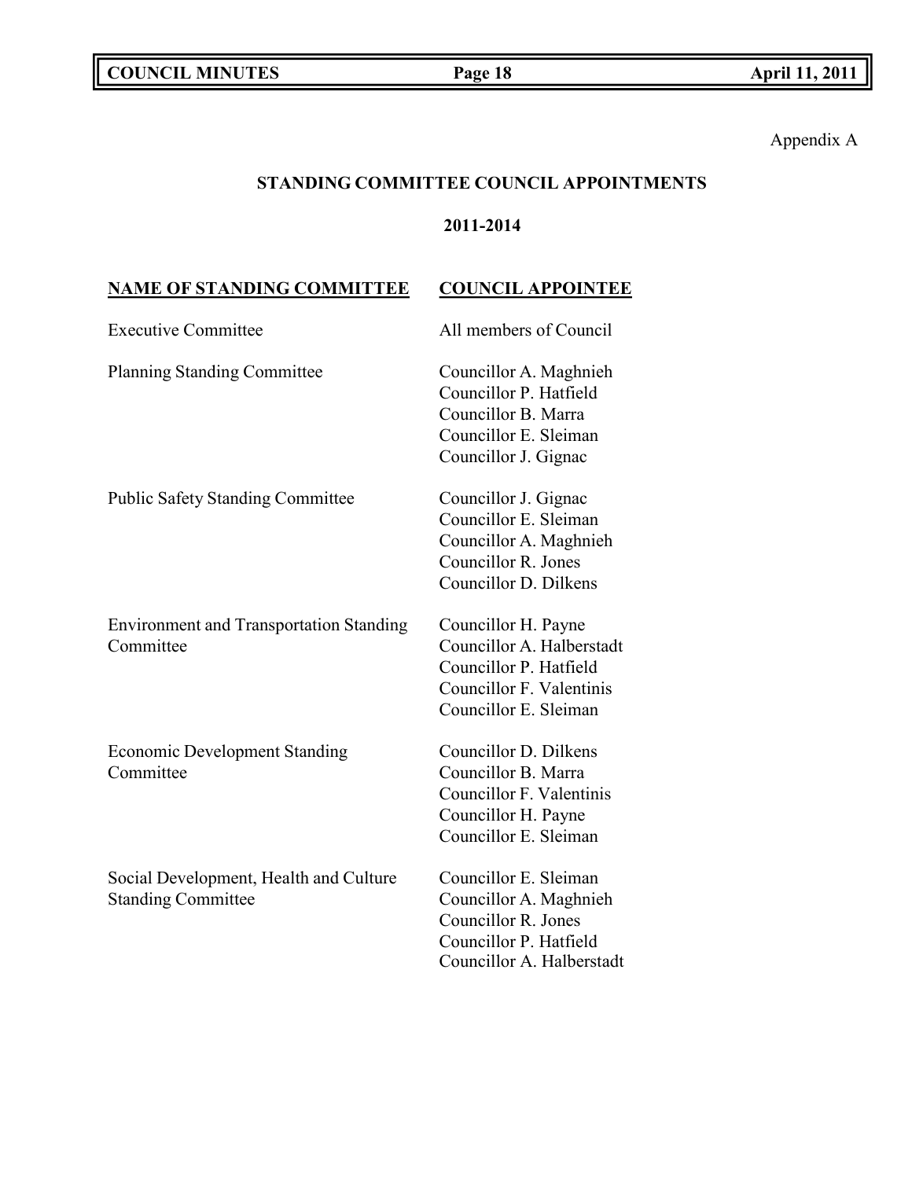Appendix A

## STANDING COMMITTEE COUNCIL APPOINTMENTS

### 2011-2014

| NAME OF STANDING COMMITTEE | COUNCIL APPOINTEE |
|---|---|
| Executive Committee | All members of Council |
| Planning Standing Committee | Councillor A. Maghnieh<br>Councillor P. Hatfield<br>Councillor B. Marra<br>Councillor E. Sleiman<br>Councillor J. Gignac |
| Public Safety Standing Committee | Councillor J. Gignac<br>Councillor E. Sleiman<br>Councillor A. Maghnieh<br>Councillor R. Jones<br>Councillor D. Dilkens |
| Environment and Transportation Standing Committee | Councillor H. Payne<br>Councillor A. Halberstadt<br>Councillor P. Hatfield<br>Councillor F. Valentinis<br>Councillor E. Sleiman |
| Economic Development Standing Committee | Councillor D. Dilkens<br>Councillor B. Marra<br>Councillor F. Valentinis<br>Councillor H. Payne<br>Councillor E. Sleiman |
| Social Development, Health and Culture Standing Committee | Councillor E. Sleiman<br>Councillor A. Maghnieh<br>Councillor R. Jones<br>Councillor P. Hatfield<br>Councillor A. Halberstadt |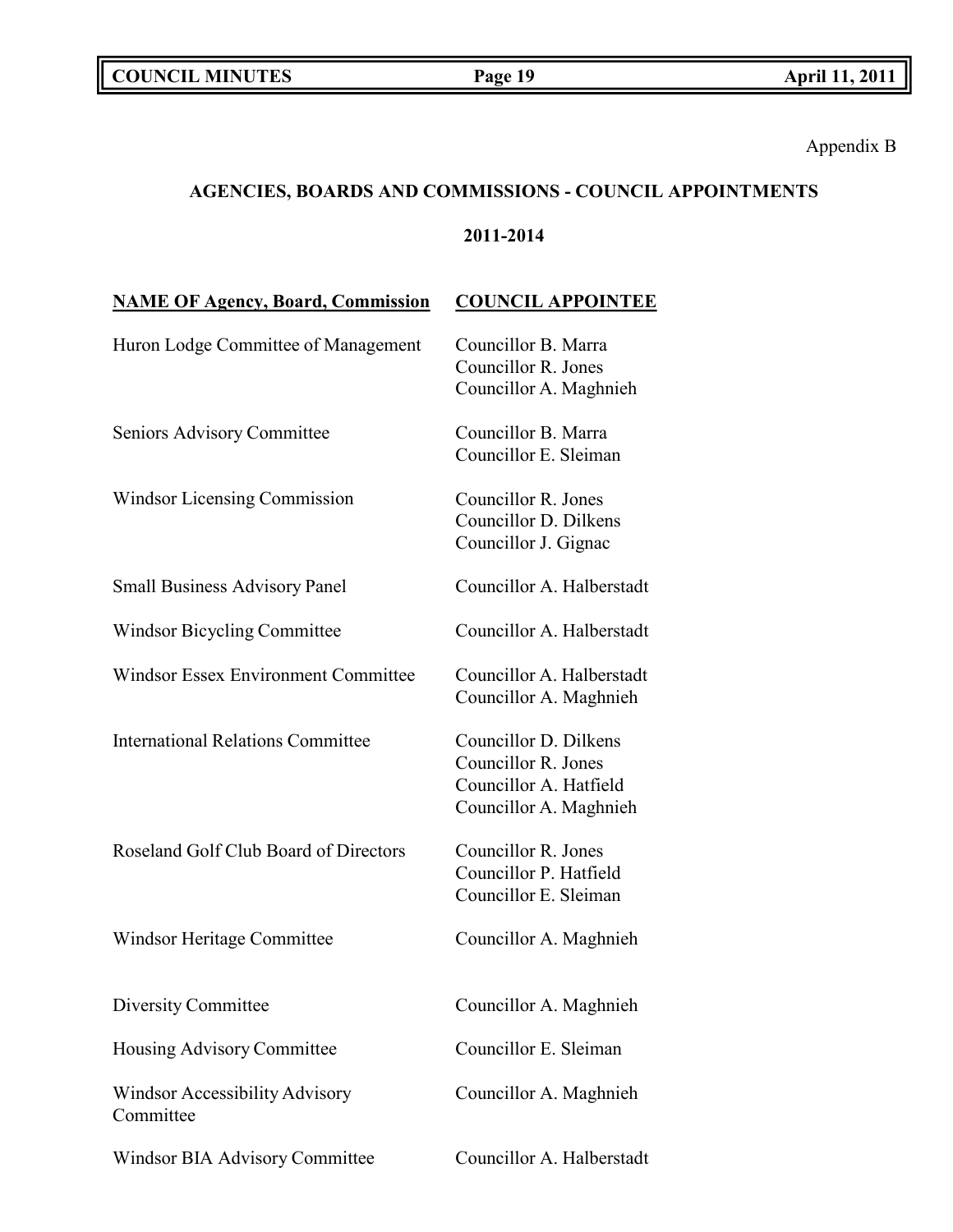Appendix B

## AGENCIES, BOARDS AND COMMISSIONS - COUNCIL APPOINTMENTS

### 2011-2014

| NAME OF Agency, Board, Commission | COUNCIL APPOINTEE |
|---|---|
| Huron Lodge Committee of Management | Councillor B. Marra<br>Councillor R. Jones<br>Councillor A. Maghnieh |
| Seniors Advisory Committee | Councillor B. Marra<br>Councillor E. Sleiman |
| Windsor Licensing Commission | Councillor R. Jones<br>Councillor D. Dilkens<br>Councillor J. Gignac |
| Small Business Advisory Panel | Councillor A. Halberstadt |
| Windsor Bicycling Committee | Councillor A. Halberstadt |
| Windsor Essex Environment Committee | Councillor A. Halberstadt<br>Councillor A. Maghnieh |
| International Relations Committee | Councillor D. Dilkens<br>Councillor R. Jones<br>Councillor A. Hatfield<br>Councillor A. Maghnieh |
| Roseland Golf Club Board of Directors | Councillor R. Jones<br>Councillor P. Hatfield<br>Councillor E. Sleiman |
| Windsor Heritage Committee | Councillor A. Maghnieh |
| Diversity Committee | Councillor A. Maghnieh |
| Housing Advisory Committee | Councillor E. Sleiman |
| Windsor Accessibility Advisory Committee | Councillor A. Maghnieh |
| Windsor BIA Advisory Committee | Councillor A. Halberstadt |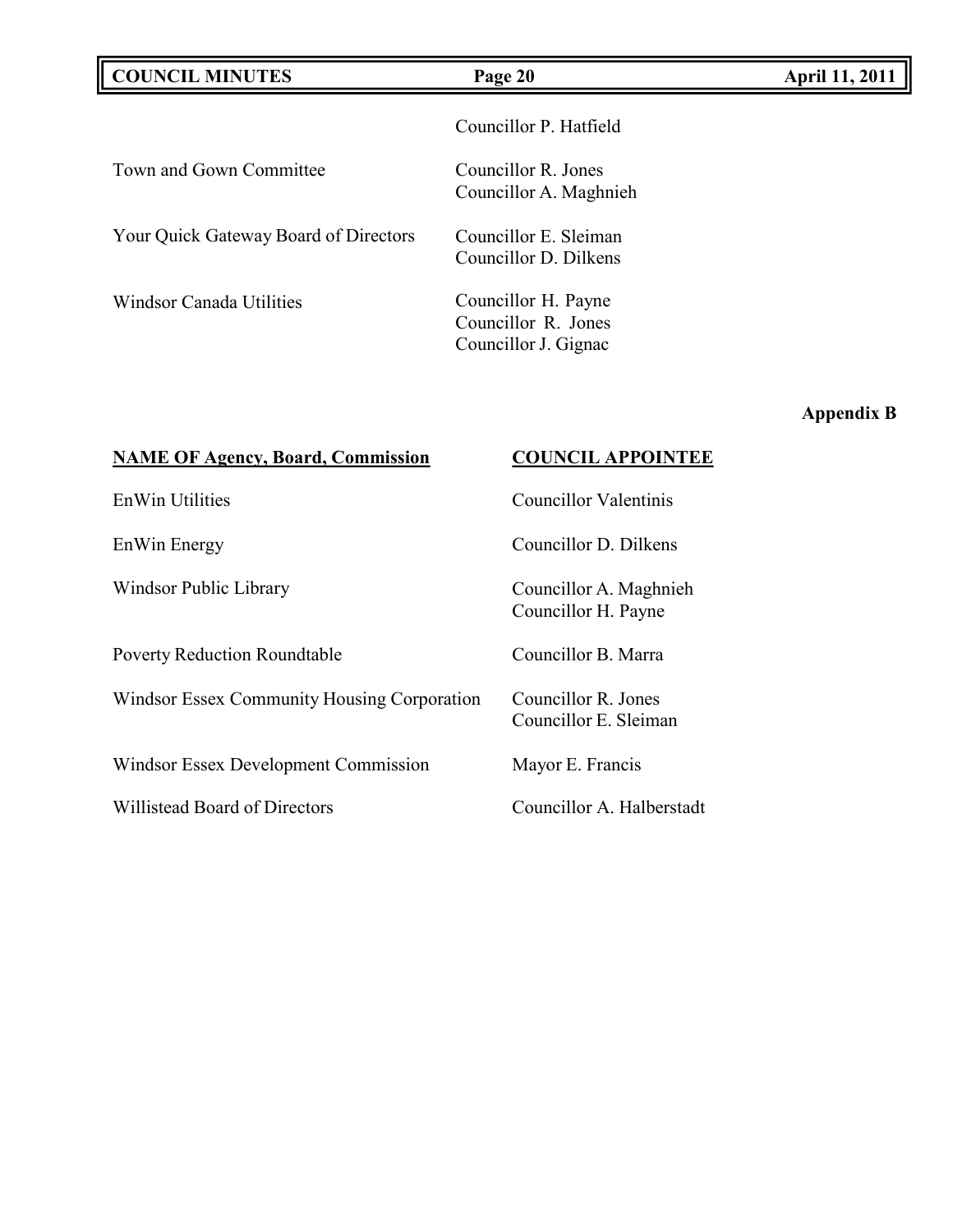| | |
|---|---|
| | Councillor P. Hatfield |
| Town and Gown Committee | Councillor R. Jones<br>Councillor A. Maghnieh |
| Your Quick Gateway Board of Directors | Councillor E. Sleiman<br>Councillor D. Dilkens |
| Windsor Canada Utilities | Councillor H. Payne<br>Councillor R. Jones<br>Councillor J. Gignac |

**Appendix B**

| NAME OF Agency, Board, Commission | COUNCIL APPOINTEE |
|---|---|
| EnWin Utilities | Councillor Valentinis |
| EnWin Energy | Councillor D. Dilkens |
| Windsor Public Library | Councillor A. Maghnieh<br>Councillor H. Payne |
| Poverty Reduction Roundtable | Councillor B. Marra |
| Windsor Essex Community Housing Corporation | Councillor R. Jones<br>Councillor E. Sleiman |
| Windsor Essex Development Commission | Mayor E. Francis |
| Willistead Board of Directors | Councillor A. Halberstadt |